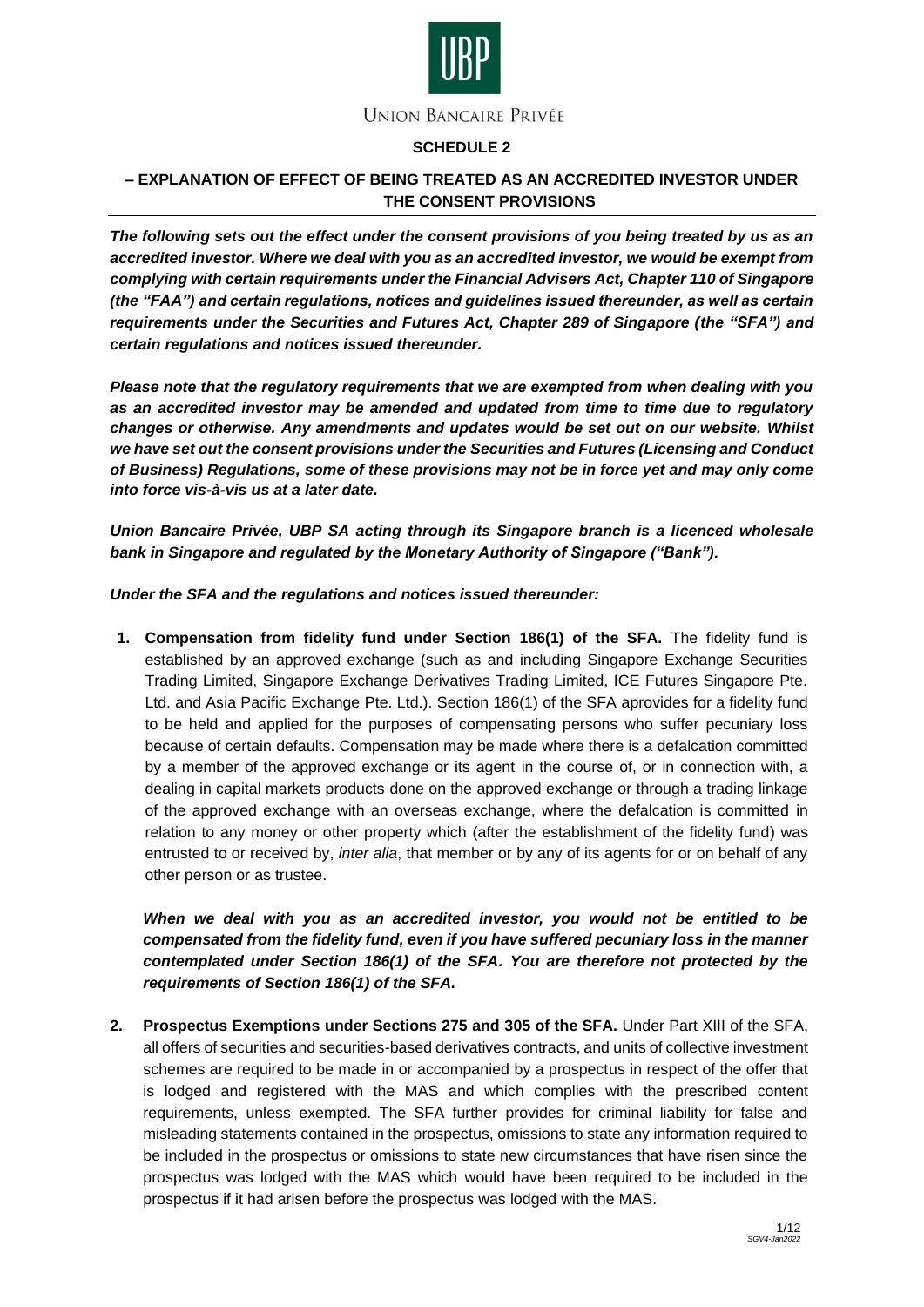UNION BANCAIRE PRIVÉE

**SCHEDULE 2**

## – EXPLANATION OF EFFECT OF BEING TREATED AS AN ACCREDITED INVESTOR UNDER THE CONSENT PROVISIONS

***The following sets out the effect under the consent provisions of you being treated by us as an accredited investor. Where we deal with you as an accredited investor, we would be exempt from complying with certain requirements under the Financial Advisers Act, Chapter 110 of Singapore (the "FAA") and certain regulations, notices and guidelines issued thereunder, as well as certain requirements under the Securities and Futures Act, Chapter 289 of Singapore (the "SFA") and certain regulations and notices issued thereunder.***

***Please note that the regulatory requirements that we are exempted from when dealing with you as an accredited investor may be amended and updated from time to time due to regulatory changes or otherwise. Any amendments and updates would be set out on our website. Whilst we have set out the consent provisions under the Securities and Futures (Licensing and Conduct of Business) Regulations, some of these provisions may not be in force yet and may only come into force vis-à-vis us at a later date.***

***Union Bancaire Privée, UBP SA acting through its Singapore branch is a licenced wholesale bank in Singapore and regulated by the Monetary Authority of Singapore ("Bank").***

***Under the SFA and the regulations and notices issued thereunder:***

1. **Compensation from fidelity fund under Section 186(1) of the SFA.** The fidelity fund is established by an approved exchange (such as and including Singapore Exchange Securities Trading Limited, Singapore Exchange Derivatives Trading Limited, ICE Futures Singapore Pte. Ltd. and Asia Pacific Exchange Pte. Ltd.). Section 186(1) of the SFA aprovides for a fidelity fund to be held and applied for the purposes of compensating persons who suffer pecuniary loss because of certain defaults. Compensation may be made where there is a defalcation committed by a member of the approved exchange or its agent in the course of, or in connection with, a dealing in capital markets products done on the approved exchange or through a trading linkage of the approved exchange with an overseas exchange, where the defalcation is committed in relation to any money or other property which (after the establishment of the fidelity fund) was entrusted to or received by, *inter alia*, that member or by any of its agents for or on behalf of any other person or as trustee.

   ***When we deal with you as an accredited investor, you would not be entitled to be compensated from the fidelity fund, even if you have suffered pecuniary loss in the manner contemplated under Section 186(1) of the SFA. You are therefore not protected by the requirements of Section 186(1) of the SFA.***

2. **Prospectus Exemptions under Sections 275 and 305 of the SFA.** Under Part XIII of the SFA, all offers of securities and securities-based derivatives contracts, and units of collective investment schemes are required to be made in or accompanied by a prospectus in respect of the offer that is lodged and registered with the MAS and which complies with the prescribed content requirements, unless exempted. The SFA further provides for criminal liability for false and misleading statements contained in the prospectus, omissions to state any information required to be included in the prospectus or omissions to state new circumstances that have risen since the prospectus was lodged with the MAS which would have been required to be included in the prospectus if it had arisen before the prospectus was lodged with the MAS.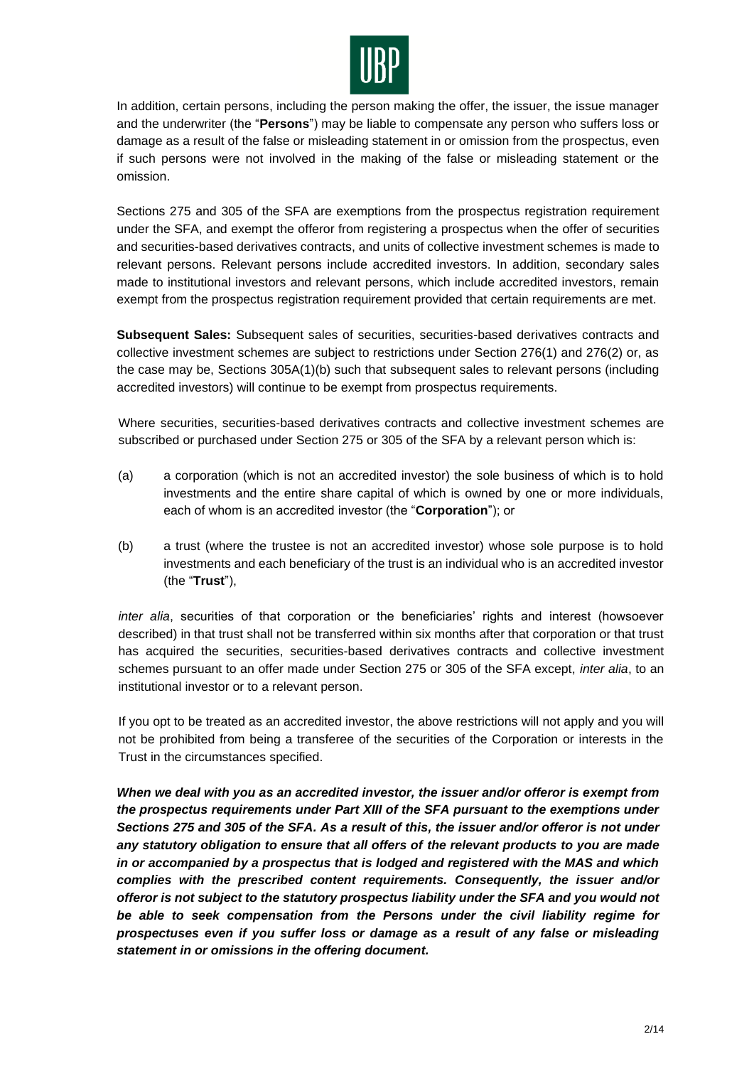In addition, certain persons, including the person making the offer, the issuer, the issue manager and the underwriter (the "**Persons**") may be liable to compensate any person who suffers loss or damage as a result of the false or misleading statement in or omission from the prospectus, even if such persons were not involved in the making of the false or misleading statement or the omission.

Sections 275 and 305 of the SFA are exemptions from the prospectus registration requirement under the SFA, and exempt the offeror from registering a prospectus when the offer of securities and securities-based derivatives contracts, and units of collective investment schemes is made to relevant persons. Relevant persons include accredited investors. In addition, secondary sales made to institutional investors and relevant persons, which include accredited investors, remain exempt from the prospectus registration requirement provided that certain requirements are met.

**Subsequent Sales:** Subsequent sales of securities, securities-based derivatives contracts and collective investment schemes are subject to restrictions under Section 276(1) and 276(2) or, as the case may be, Sections 305A(1)(b) such that subsequent sales to relevant persons (including accredited investors) will continue to be exempt from prospectus requirements.

Where securities, securities-based derivatives contracts and collective investment schemes are subscribed or purchased under Section 275 or 305 of the SFA by a relevant person which is:

(a) a corporation (which is not an accredited investor) the sole business of which is to hold investments and the entire share capital of which is owned by one or more individuals, each of whom is an accredited investor (the "**Corporation**"); or

(b) a trust (where the trustee is not an accredited investor) whose sole purpose is to hold investments and each beneficiary of the trust is an individual who is an accredited investor (the "**Trust**"),

*inter alia*, securities of that corporation or the beneficiaries' rights and interest (howsoever described) in that trust shall not be transferred within six months after that corporation or that trust has acquired the securities, securities-based derivatives contracts and collective investment schemes pursuant to an offer made under Section 275 or 305 of the SFA except, *inter alia*, to an institutional investor or to a relevant person.

If you opt to be treated as an accredited investor, the above restrictions will not apply and you will not be prohibited from being a transferee of the securities of the Corporation or interests in the Trust in the circumstances specified.

***When we deal with you as an accredited investor, the issuer and/or offeror is exempt from the prospectus requirements under Part XIII of the SFA pursuant to the exemptions under Sections 275 and 305 of the SFA. As a result of this, the issuer and/or offeror is not under any statutory obligation to ensure that all offers of the relevant products to you are made in or accompanied by a prospectus that is lodged and registered with the MAS and which complies with the prescribed content requirements. Consequently, the issuer and/or offeror is not subject to the statutory prospectus liability under the SFA and you would not be able to seek compensation from the Persons under the civil liability regime for prospectuses even if you suffer loss or damage as a result of any false or misleading statement in or omissions in the offering document.***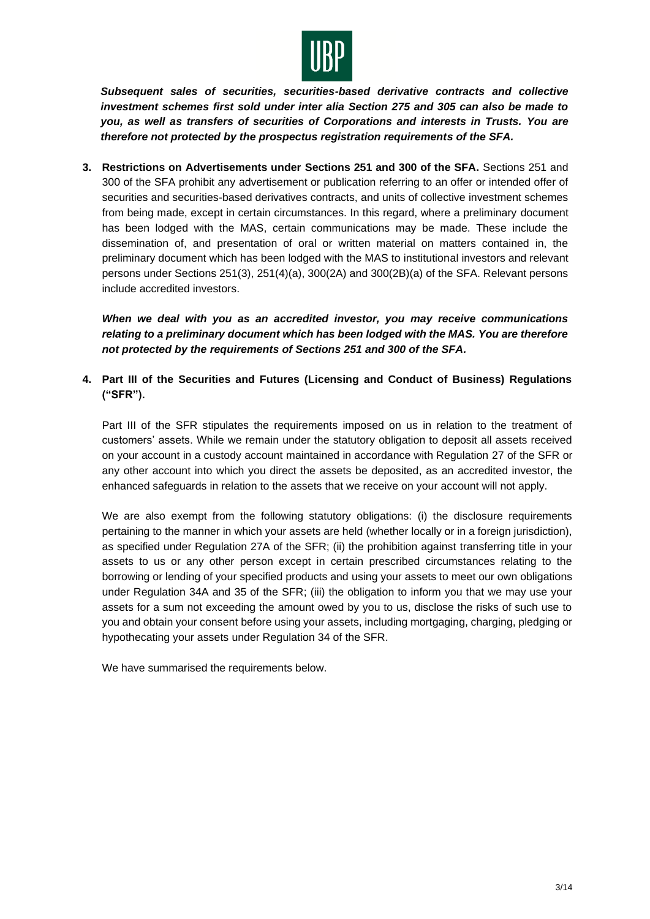***Subsequent sales of securities, securities-based derivative contracts and collective investment schemes first sold under inter alia Section 275 and 305 can also be made to you, as well as transfers of securities of Corporations and interests in Trusts. You are therefore not protected by the prospectus registration requirements of the SFA.***

3. **Restrictions on Advertisements under Sections 251 and 300 of the SFA.** Sections 251 and 300 of the SFA prohibit any advertisement or publication referring to an offer or intended offer of securities and securities-based derivatives contracts, and units of collective investment schemes from being made, except in certain circumstances. In this regard, where a preliminary document has been lodged with the MAS, certain communications may be made. These include the dissemination of, and presentation of oral or written material on matters contained in, the preliminary document which has been lodged with the MAS to institutional investors and relevant persons under Sections 251(3), 251(4)(a), 300(2A) and 300(2B)(a) of the SFA. Relevant persons include accredited investors.

   ***When we deal with you as an accredited investor, you may receive communications relating to a preliminary document which has been lodged with the MAS. You are therefore not protected by the requirements of Sections 251 and 300 of the SFA.***

4. **Part III of the Securities and Futures (Licensing and Conduct of Business) Regulations ("SFR").**

   Part III of the SFR stipulates the requirements imposed on us in relation to the treatment of customers' assets. While we remain under the statutory obligation to deposit all assets received on your account in a custody account maintained in accordance with Regulation 27 of the SFR or any other account into which you direct the assets be deposited, as an accredited investor, the enhanced safeguards in relation to the assets that we receive on your account will not apply.

   We are also exempt from the following statutory obligations: (i) the disclosure requirements pertaining to the manner in which your assets are held (whether locally or in a foreign jurisdiction), as specified under Regulation 27A of the SFR; (ii) the prohibition against transferring title in your assets to us or any other person except in certain prescribed circumstances relating to the borrowing or lending of your specified products and using your assets to meet our own obligations under Regulation 34A and 35 of the SFR; (iii) the obligation to inform you that we may use your assets for a sum not exceeding the amount owed by you to us, disclose the risks of such use to you and obtain your consent before using your assets, including mortgaging, charging, pledging or hypothecating your assets under Regulation 34 of the SFR.

   We have summarised the requirements below.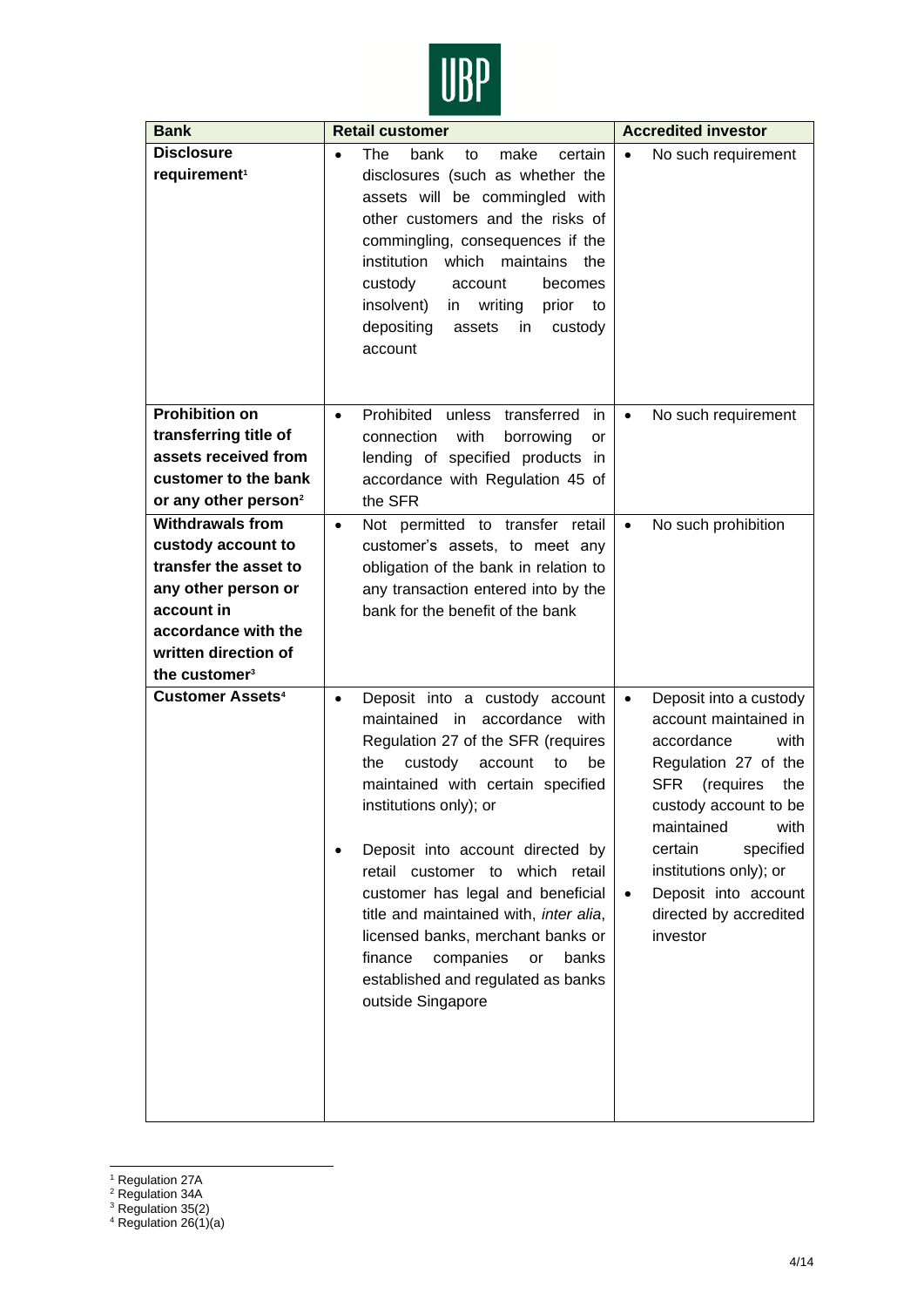| Bank | Retail customer | Accredited investor |
|---|---|---|
| **Disclosure requirement**[1] | • The bank to make certain disclosures (such as whether the assets will be commingled with other customers and the risks of commingling, consequences if the institution which maintains the custody account becomes insolvent) in writing prior to depositing assets in custody account | • No such requirement |
| **Prohibition on transferring title of assets received from customer to the bank or any other person**[2] | • Prohibited unless transferred in connection with borrowing or lending of specified products in accordance with Regulation 45 of the SFR | • No such requirement |
| **Withdrawals from custody account to transfer the asset to any other person or account in accordance with the written direction of the customer**[3] | • Not permitted to transfer retail customer's assets, to meet any obligation of the bank in relation to any transaction entered into by the bank for the benefit of the bank | • No such prohibition |
| **Customer Assets**[4] | • Deposit into a custody account maintained in accordance with Regulation 27 of the SFR (requires the custody account to be maintained with certain specified institutions only); or<br>• Deposit into account directed by retail customer to which retail customer has legal and beneficial title and maintained with, *inter alia*, licensed banks, merchant banks or finance companies or banks established and regulated as banks outside Singapore | • Deposit into a custody account maintained in accordance with Regulation 27 of the SFR (requires the custody account to be maintained with certain specified institutions only); or<br>• Deposit into account directed by accredited investor |

[1] Regulation 27A
[2] Regulation 34A
[3] Regulation 35(2)
[4] Regulation 26(1)(a)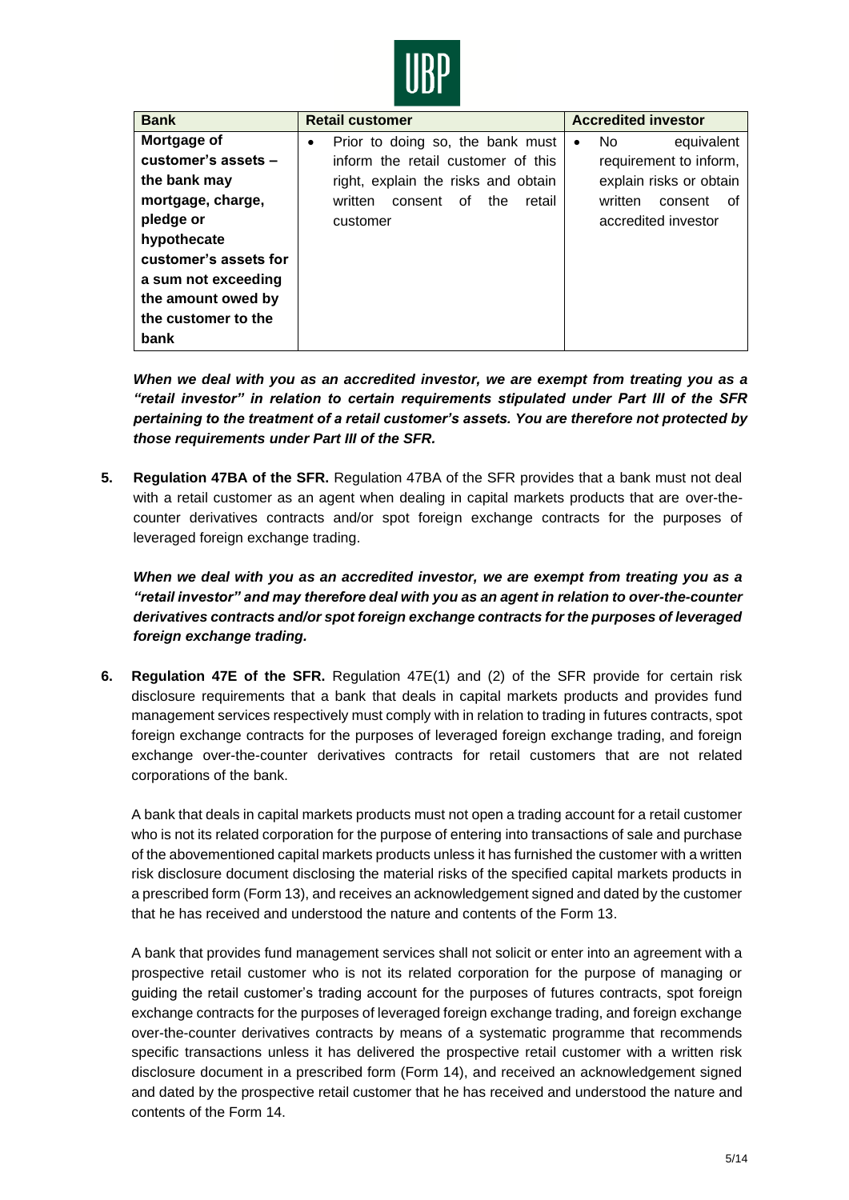| Bank | Retail customer | Accredited investor |
|---|---|---|
| **Mortgage of customer's assets – the bank may mortgage, charge, pledge or hypothecate customer's assets for a sum not exceeding the amount owed by the customer to the bank** | • Prior to doing so, the bank must inform the retail customer of this right, explain the risks and obtain written consent of the retail customer | • No equivalent requirement to inform, explain risks or obtain written consent of accredited investor |

***When we deal with you as an accredited investor, we are exempt from treating you as a "retail investor" in relation to certain requirements stipulated under Part III of the SFR pertaining to the treatment of a retail customer's assets. You are therefore not protected by those requirements under Part III of the SFR.***

**5. Regulation 47BA of the SFR.** Regulation 47BA of the SFR provides that a bank must not deal with a retail customer as an agent when dealing in capital markets products that are over-the-counter derivatives contracts and/or spot foreign exchange contracts for the purposes of leveraged foreign exchange trading.

***When we deal with you as an accredited investor, we are exempt from treating you as a "retail investor" and may therefore deal with you as an agent in relation to over-the-counter derivatives contracts and/or spot foreign exchange contracts for the purposes of leveraged foreign exchange trading.***

**6. Regulation 47E of the SFR.** Regulation 47E(1) and (2) of the SFR provide for certain risk disclosure requirements that a bank that deals in capital markets products and provides fund management services respectively must comply with in relation to trading in futures contracts, spot foreign exchange contracts for the purposes of leveraged foreign exchange trading, and foreign exchange over-the-counter derivatives contracts for retail customers that are not related corporations of the bank.

A bank that deals in capital markets products must not open a trading account for a retail customer who is not its related corporation for the purpose of entering into transactions of sale and purchase of the abovementioned capital markets products unless it has furnished the customer with a written risk disclosure document disclosing the material risks of the specified capital markets products in a prescribed form (Form 13), and receives an acknowledgement signed and dated by the customer that he has received and understood the nature and contents of the Form 13.

A bank that provides fund management services shall not solicit or enter into an agreement with a prospective retail customer who is not its related corporation for the purpose of managing or guiding the retail customer's trading account for the purposes of futures contracts, spot foreign exchange contracts for the purposes of leveraged foreign exchange trading, and foreign exchange over-the-counter derivatives contracts by means of a systematic programme that recommends specific transactions unless it has delivered the prospective retail customer with a written risk disclosure document in a prescribed form (Form 14), and received an acknowledgement signed and dated by the prospective retail customer that he has received and understood the nature and contents of the Form 14.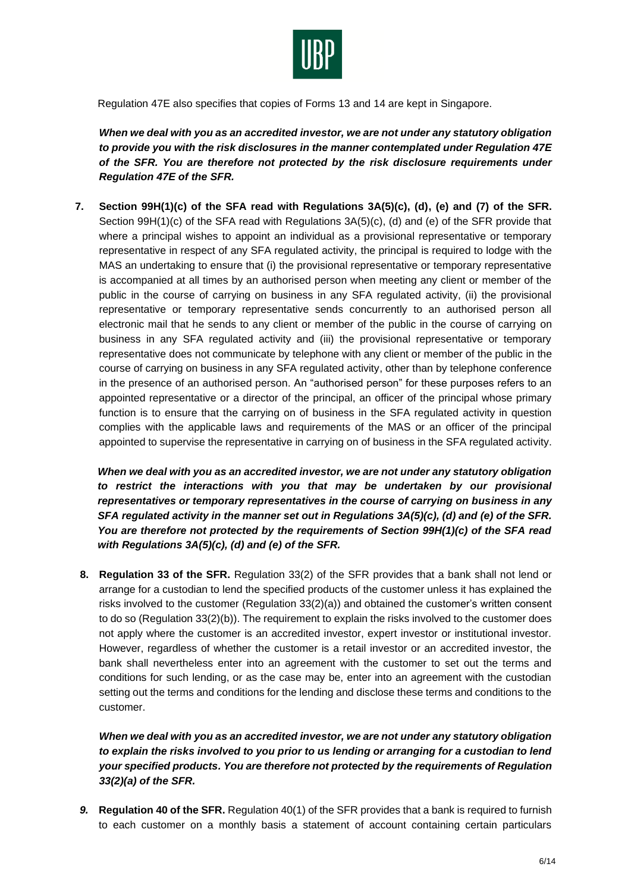Regulation 47E also specifies that copies of Forms 13 and 14 are kept in Singapore.

***When we deal with you as an accredited investor, we are not under any statutory obligation to provide you with the risk disclosures in the manner contemplated under Regulation 47E of the SFR. You are therefore not protected by the risk disclosure requirements under Regulation 47E of the SFR.***

7. **Section 99H(1)(c) of the SFA read with Regulations 3A(5)(c), (d), (e) and (7) of the SFR.** Section 99H(1)(c) of the SFA read with Regulations 3A(5)(c), (d) and (e) of the SFR provide that where a principal wishes to appoint an individual as a provisional representative or temporary representative in respect of any SFA regulated activity, the principal is required to lodge with the MAS an undertaking to ensure that (i) the provisional representative or temporary representative is accompanied at all times by an authorised person when meeting any client or member of the public in the course of carrying on business in any SFA regulated activity, (ii) the provisional representative or temporary representative sends concurrently to an authorised person all electronic mail that he sends to any client or member of the public in the course of carrying on business in any SFA regulated activity and (iii) the provisional representative or temporary representative does not communicate by telephone with any client or member of the public in the course of carrying on business in any SFA regulated activity, other than by telephone conference in the presence of an authorised person. An "authorised person" for these purposes refers to an appointed representative or a director of the principal, an officer of the principal whose primary function is to ensure that the carrying on of business in the SFA regulated activity in question complies with the applicable laws and requirements of the MAS or an officer of the principal appointed to supervise the representative in carrying on of business in the SFA regulated activity.

   ***When we deal with you as an accredited investor, we are not under any statutory obligation to restrict the interactions with you that may be undertaken by our provisional representatives or temporary representatives in the course of carrying on business in any SFA regulated activity in the manner set out in Regulations 3A(5)(c), (d) and (e) of the SFR. You are therefore not protected by the requirements of Section 99H(1)(c) of the SFA read with Regulations 3A(5)(c), (d) and (e) of the SFR.***

8. **Regulation 33 of the SFR.** Regulation 33(2) of the SFR provides that a bank shall not lend or arrange for a custodian to lend the specified products of the customer unless it has explained the risks involved to the customer (Regulation 33(2)(a)) and obtained the customer's written consent to do so (Regulation 33(2)(b)). The requirement to explain the risks involved to the customer does not apply where the customer is an accredited investor, expert investor or institutional investor. However, regardless of whether the customer is a retail investor or an accredited investor, the bank shall nevertheless enter into an agreement with the customer to set out the terms and conditions for such lending, or as the case may be, enter into an agreement with the custodian setting out the terms and conditions for the lending and disclose these terms and conditions to the customer.

   ***When we deal with you as an accredited investor, we are not under any statutory obligation to explain the risks involved to you prior to us lending or arranging for a custodian to lend your specified products. You are therefore not protected by the requirements of Regulation 33(2)(a) of the SFR.***

9. **Regulation 40 of the SFR.** Regulation 40(1) of the SFR provides that a bank is required to furnish to each customer on a monthly basis a statement of account containing certain particulars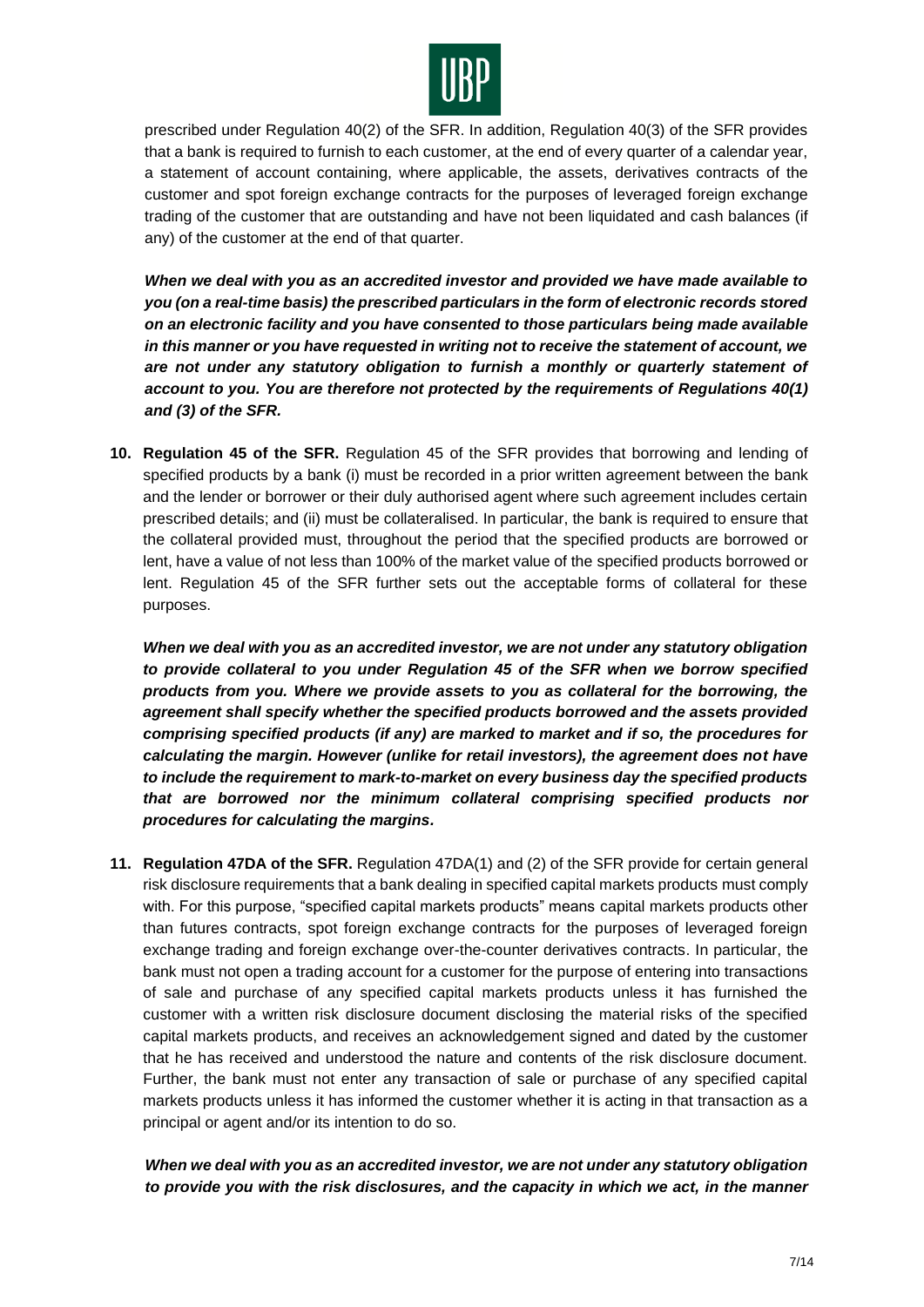prescribed under Regulation 40(2) of the SFR. In addition, Regulation 40(3) of the SFR provides that a bank is required to furnish to each customer, at the end of every quarter of a calendar year, a statement of account containing, where applicable, the assets, derivatives contracts of the customer and spot foreign exchange contracts for the purposes of leveraged foreign exchange trading of the customer that are outstanding and have not been liquidated and cash balances (if any) of the customer at the end of that quarter.

***When we deal with you as an accredited investor and provided we have made available to you (on a real-time basis) the prescribed particulars in the form of electronic records stored on an electronic facility and you have consented to those particulars being made available in this manner or you have requested in writing not to receive the statement of account, we are not under any statutory obligation to furnish a monthly or quarterly statement of account to you. You are therefore not protected by the requirements of Regulations 40(1) and (3) of the SFR.***

10. **Regulation 45 of the SFR.** Regulation 45 of the SFR provides that borrowing and lending of specified products by a bank (i) must be recorded in a prior written agreement between the bank and the lender or borrower or their duly authorised agent where such agreement includes certain prescribed details; and (ii) must be collateralised. In particular, the bank is required to ensure that the collateral provided must, throughout the period that the specified products are borrowed or lent, have a value of not less than 100% of the market value of the specified products borrowed or lent. Regulation 45 of the SFR further sets out the acceptable forms of collateral for these purposes.

    ***When we deal with you as an accredited investor, we are not under any statutory obligation to provide collateral to you under Regulation 45 of the SFR when we borrow specified products from you. Where we provide assets to you as collateral for the borrowing, the agreement shall specify whether the specified products borrowed and the assets provided comprising specified products (if any) are marked to market and if so, the procedures for calculating the margin. However (unlike for retail investors), the agreement does not have to include the requirement to mark-to-market on every business day the specified products that are borrowed nor the minimum collateral comprising specified products nor procedures for calculating the margins.***

11. **Regulation 47DA of the SFR.** Regulation 47DA(1) and (2) of the SFR provide for certain general risk disclosure requirements that a bank dealing in specified capital markets products must comply with. For this purpose, "specified capital markets products" means capital markets products other than futures contracts, spot foreign exchange contracts for the purposes of leveraged foreign exchange trading and foreign exchange over-the-counter derivatives contracts. In particular, the bank must not open a trading account for a customer for the purpose of entering into transactions of sale and purchase of any specified capital markets products unless it has furnished the customer with a written risk disclosure document disclosing the material risks of the specified capital markets products, and receives an acknowledgement signed and dated by the customer that he has received and understood the nature and contents of the risk disclosure document. Further, the bank must not enter any transaction of sale or purchase of any specified capital markets products unless it has informed the customer whether it is acting in that transaction as a principal or agent and/or its intention to do so.

    ***When we deal with you as an accredited investor, we are not under any statutory obligation to provide you with the risk disclosures, and the capacity in which we act, in the manner***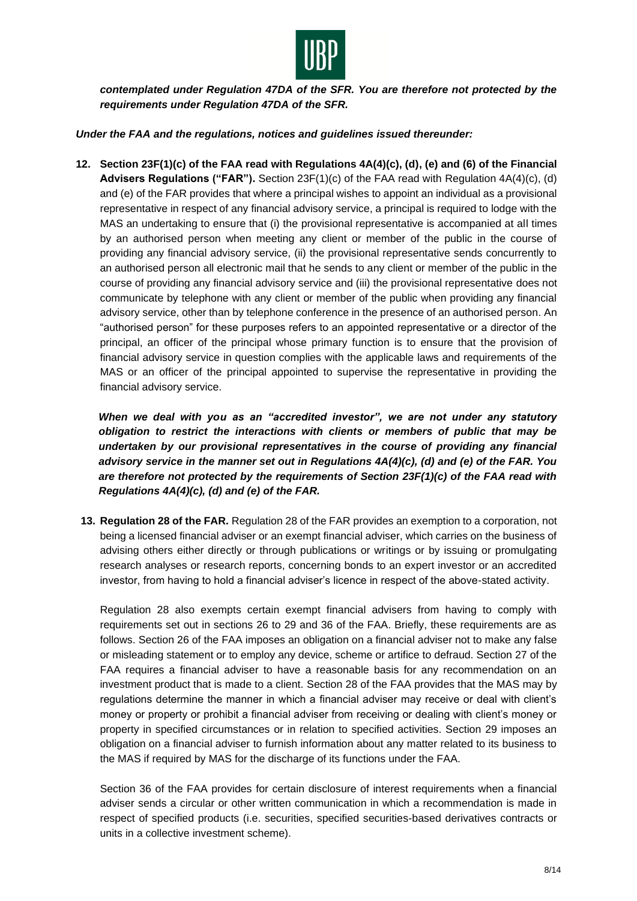***contemplated under Regulation 47DA of the SFR. You are therefore not protected by the requirements under Regulation 47DA of the SFR.***

***Under the FAA and the regulations, notices and guidelines issued thereunder:***

**12. Section 23F(1)(c) of the FAA read with Regulations 4A(4)(c), (d), (e) and (6) of the Financial Advisers Regulations ("FAR").** Section 23F(1)(c) of the FAA read with Regulation 4A(4)(c), (d) and (e) of the FAR provides that where a principal wishes to appoint an individual as a provisional representative in respect of any financial advisory service, a principal is required to lodge with the MAS an undertaking to ensure that (i) the provisional representative is accompanied at all times by an authorised person when meeting any client or member of the public in the course of providing any financial advisory service, (ii) the provisional representative sends concurrently to an authorised person all electronic mail that he sends to any client or member of the public in the course of providing any financial advisory service and (iii) the provisional representative does not communicate by telephone with any client or member of the public when providing any financial advisory service, other than by telephone conference in the presence of an authorised person. An "authorised person" for these purposes refers to an appointed representative or a director of the principal, an officer of the principal whose primary function is to ensure that the provision of financial advisory service in question complies with the applicable laws and requirements of the MAS or an officer of the principal appointed to supervise the representative in providing the financial advisory service.

***When we deal with you as an "accredited investor", we are not under any statutory obligation to restrict the interactions with clients or members of public that may be undertaken by our provisional representatives in the course of providing any financial advisory service in the manner set out in Regulations 4A(4)(c), (d) and (e) of the FAR. You are therefore not protected by the requirements of Section 23F(1)(c) of the FAA read with Regulations 4A(4)(c), (d) and (e) of the FAR.***

**13. Regulation 28 of the FAR.** Regulation 28 of the FAR provides an exemption to a corporation, not being a licensed financial adviser or an exempt financial adviser, which carries on the business of advising others either directly or through publications or writings or by issuing or promulgating research analyses or research reports, concerning bonds to an expert investor or an accredited investor, from having to hold a financial adviser's licence in respect of the above-stated activity.

Regulation 28 also exempts certain exempt financial advisers from having to comply with requirements set out in sections 26 to 29 and 36 of the FAA. Briefly, these requirements are as follows. Section 26 of the FAA imposes an obligation on a financial adviser not to make any false or misleading statement or to employ any device, scheme or artifice to defraud. Section 27 of the FAA requires a financial adviser to have a reasonable basis for any recommendation on an investment product that is made to a client. Section 28 of the FAA provides that the MAS may by regulations determine the manner in which a financial adviser may receive or deal with client's money or property or prohibit a financial adviser from receiving or dealing with client's money or property in specified circumstances or in relation to specified activities. Section 29 imposes an obligation on a financial adviser to furnish information about any matter related to its business to the MAS if required by MAS for the discharge of its functions under the FAA.

Section 36 of the FAA provides for certain disclosure of interest requirements when a financial adviser sends a circular or other written communication in which a recommendation is made in respect of specified products (i.e. securities, specified securities-based derivatives contracts or units in a collective investment scheme).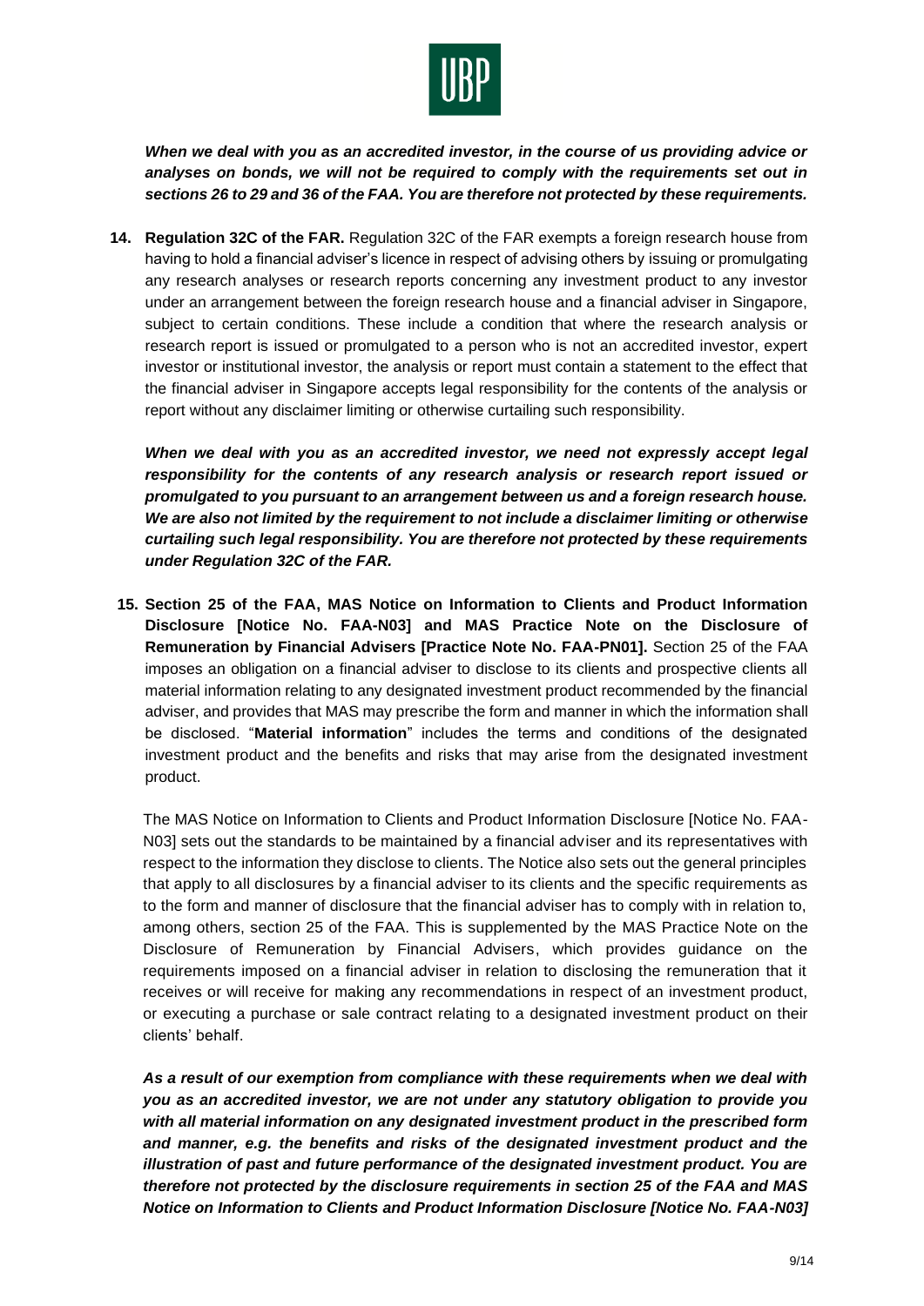***When we deal with you as an accredited investor, in the course of us providing advice or analyses on bonds, we will not be required to comply with the requirements set out in sections 26 to 29 and 36 of the FAA. You are therefore not protected by these requirements.***

**14. Regulation 32C of the FAR.** Regulation 32C of the FAR exempts a foreign research house from having to hold a financial adviser's licence in respect of advising others by issuing or promulgating any research analyses or research reports concerning any investment product to any investor under an arrangement between the foreign research house and a financial adviser in Singapore, subject to certain conditions. These include a condition that where the research analysis or research report is issued or promulgated to a person who is not an accredited investor, expert investor or institutional investor, the analysis or report must contain a statement to the effect that the financial adviser in Singapore accepts legal responsibility for the contents of the analysis or report without any disclaimer limiting or otherwise curtailing such responsibility.

***When we deal with you as an accredited investor, we need not expressly accept legal responsibility for the contents of any research analysis or research report issued or promulgated to you pursuant to an arrangement between us and a foreign research house. We are also not limited by the requirement to not include a disclaimer limiting or otherwise curtailing such legal responsibility. You are therefore not protected by these requirements under Regulation 32C of the FAR.***

**15. Section 25 of the FAA, MAS Notice on Information to Clients and Product Information Disclosure [Notice No. FAA-N03] and MAS Practice Note on the Disclosure of Remuneration by Financial Advisers [Practice Note No. FAA-PN01].** Section 25 of the FAA imposes an obligation on a financial adviser to disclose to its clients and prospective clients all material information relating to any designated investment product recommended by the financial adviser, and provides that MAS may prescribe the form and manner in which the information shall be disclosed. "**Material information**" includes the terms and conditions of the designated investment product and the benefits and risks that may arise from the designated investment product.

The MAS Notice on Information to Clients and Product Information Disclosure [Notice No. FAA-N03] sets out the standards to be maintained by a financial adviser and its representatives with respect to the information they disclose to clients. The Notice also sets out the general principles that apply to all disclosures by a financial adviser to its clients and the specific requirements as to the form and manner of disclosure that the financial adviser has to comply with in relation to, among others, section 25 of the FAA. This is supplemented by the MAS Practice Note on the Disclosure of Remuneration by Financial Advisers, which provides guidance on the requirements imposed on a financial adviser in relation to disclosing the remuneration that it receives or will receive for making any recommendations in respect of an investment product, or executing a purchase or sale contract relating to a designated investment product on their clients' behalf.

***As a result of our exemption from compliance with these requirements when we deal with you as an accredited investor, we are not under any statutory obligation to provide you with all material information on any designated investment product in the prescribed form and manner, e.g. the benefits and risks of the designated investment product and the illustration of past and future performance of the designated investment product. You are therefore not protected by the disclosure requirements in section 25 of the FAA and MAS Notice on Information to Clients and Product Information Disclosure [Notice No. FAA-N03]***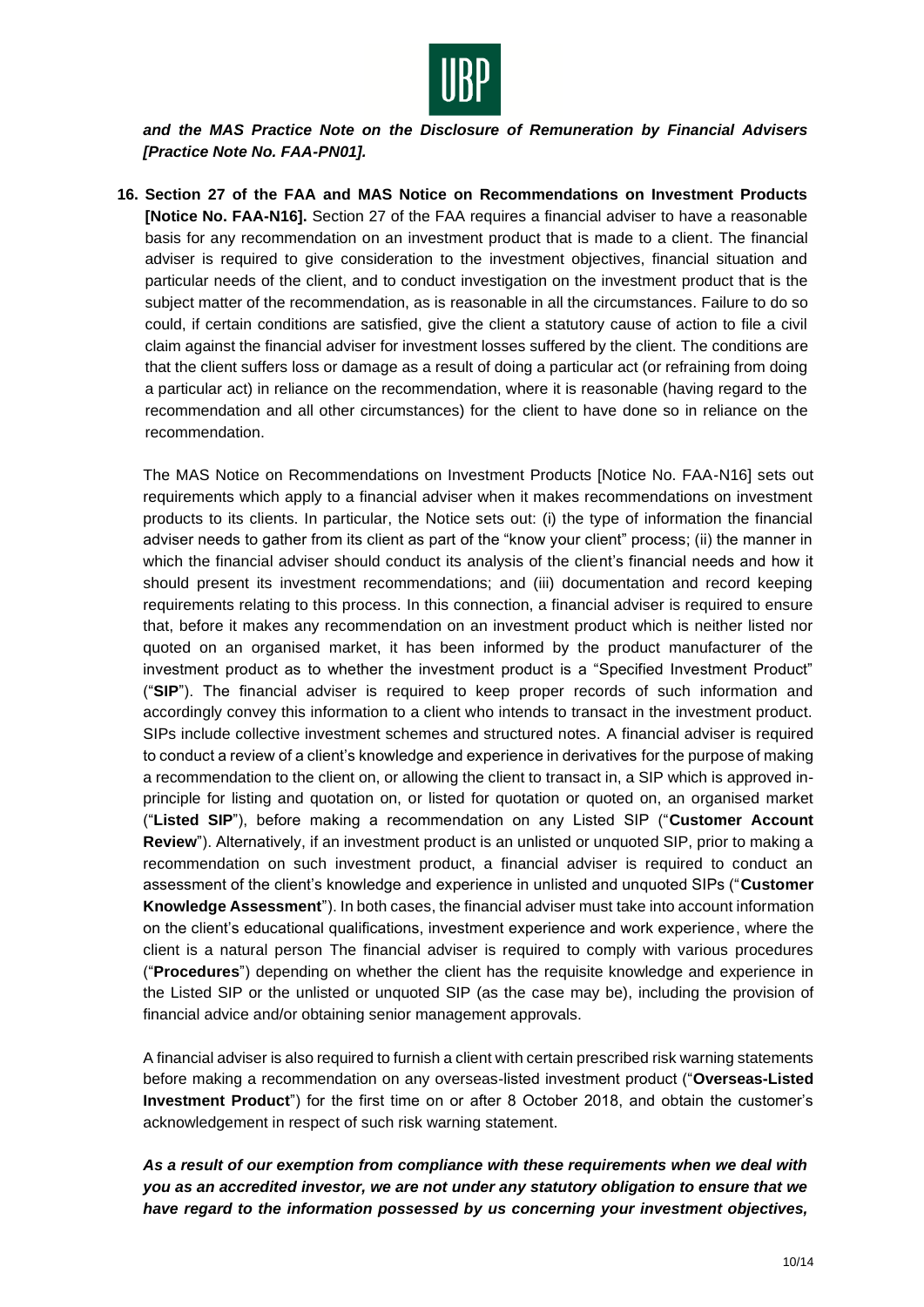***and the MAS Practice Note on the Disclosure of Remuneration by Financial Advisers [Practice Note No. FAA-PN01].***

**16. Section 27 of the FAA and MAS Notice on Recommendations on Investment Products [Notice No. FAA-N16].** Section 27 of the FAA requires a financial adviser to have a reasonable basis for any recommendation on an investment product that is made to a client. The financial adviser is required to give consideration to the investment objectives, financial situation and particular needs of the client, and to conduct investigation on the investment product that is the subject matter of the recommendation, as is reasonable in all the circumstances. Failure to do so could, if certain conditions are satisfied, give the client a statutory cause of action to file a civil claim against the financial adviser for investment losses suffered by the client. The conditions are that the client suffers loss or damage as a result of doing a particular act (or refraining from doing a particular act) in reliance on the recommendation, where it is reasonable (having regard to the recommendation and all other circumstances) for the client to have done so in reliance on the recommendation.

The MAS Notice on Recommendations on Investment Products [Notice No. FAA-N16] sets out requirements which apply to a financial adviser when it makes recommendations on investment products to its clients. In particular, the Notice sets out: (i) the type of information the financial adviser needs to gather from its client as part of the "know your client" process; (ii) the manner in which the financial adviser should conduct its analysis of the client's financial needs and how it should present its investment recommendations; and (iii) documentation and record keeping requirements relating to this process. In this connection, a financial adviser is required to ensure that, before it makes any recommendation on an investment product which is neither listed nor quoted on an organised market, it has been informed by the product manufacturer of the investment product as to whether the investment product is a "Specified Investment Product" ("**SIP**"). The financial adviser is required to keep proper records of such information and accordingly convey this information to a client who intends to transact in the investment product. SIPs include collective investment schemes and structured notes. A financial adviser is required to conduct a review of a client's knowledge and experience in derivatives for the purpose of making a recommendation to the client on, or allowing the client to transact in, a SIP which is approved in-principle for listing and quotation on, or listed for quotation or quoted on, an organised market ("**Listed SIP**"), before making a recommendation on any Listed SIP ("**Customer Account Review**"). Alternatively, if an investment product is an unlisted or unquoted SIP, prior to making a recommendation on such investment product, a financial adviser is required to conduct an assessment of the client's knowledge and experience in unlisted and unquoted SIPs ("**Customer Knowledge Assessment**"). In both cases, the financial adviser must take into account information on the client's educational qualifications, investment experience and work experience, where the client is a natural person The financial adviser is required to comply with various procedures ("**Procedures**") depending on whether the client has the requisite knowledge and experience in the Listed SIP or the unlisted or unquoted SIP (as the case may be), including the provision of financial advice and/or obtaining senior management approvals.

A financial adviser is also required to furnish a client with certain prescribed risk warning statements before making a recommendation on any overseas-listed investment product ("**Overseas-Listed Investment Product**") for the first time on or after 8 October 2018, and obtain the customer's acknowledgement in respect of such risk warning statement.

***As a result of our exemption from compliance with these requirements when we deal with you as an accredited investor, we are not under any statutory obligation to ensure that we have regard to the information possessed by us concerning your investment objectives,***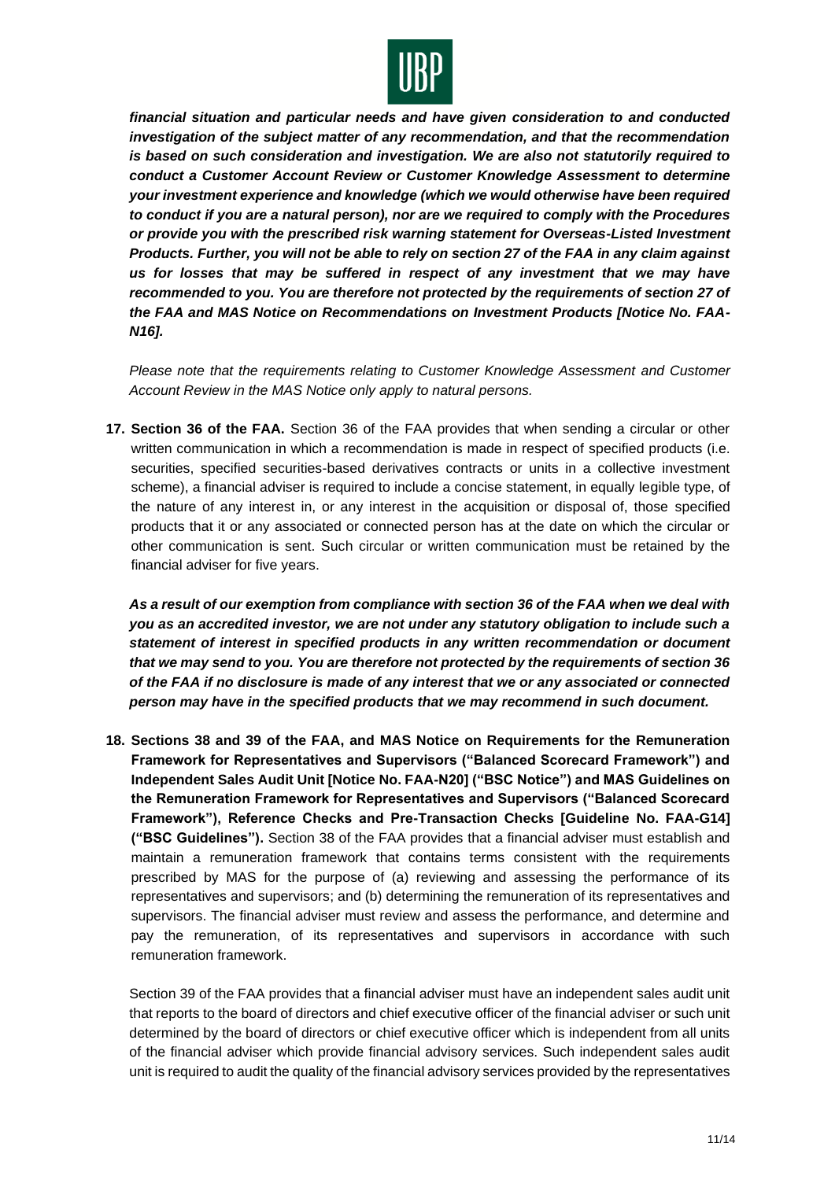***financial situation and particular needs and have given consideration to and conducted investigation of the subject matter of any recommendation, and that the recommendation is based on such consideration and investigation. We are also not statutorily required to conduct a Customer Account Review or Customer Knowledge Assessment to determine your investment experience and knowledge (which we would otherwise have been required to conduct if you are a natural person), nor are we required to comply with the Procedures or provide you with the prescribed risk warning statement for Overseas-Listed Investment Products. Further, you will not be able to rely on section 27 of the FAA in any claim against us for losses that may be suffered in respect of any investment that we may have recommended to you. You are therefore not protected by the requirements of section 27 of the FAA and MAS Notice on Recommendations on Investment Products [Notice No. FAA-N16].***

*Please note that the requirements relating to Customer Knowledge Assessment and Customer Account Review in the MAS Notice only apply to natural persons.*

**17. Section 36 of the FAA.** Section 36 of the FAA provides that when sending a circular or other written communication in which a recommendation is made in respect of specified products (i.e. securities, specified securities-based derivatives contracts or units in a collective investment scheme), a financial adviser is required to include a concise statement, in equally legible type, of the nature of any interest in, or any interest in the acquisition or disposal of, those specified products that it or any associated or connected person has at the date on which the circular or other communication is sent. Such circular or written communication must be retained by the financial adviser for five years.

***As a result of our exemption from compliance with section 36 of the FAA when we deal with you as an accredited investor, we are not under any statutory obligation to include such a statement of interest in specified products in any written recommendation or document that we may send to you. You are therefore not protected by the requirements of section 36 of the FAA if no disclosure is made of any interest that we or any associated or connected person may have in the specified products that we may recommend in such document.***

**18. Sections 38 and 39 of the FAA, and MAS Notice on Requirements for the Remuneration Framework for Representatives and Supervisors ("Balanced Scorecard Framework") and Independent Sales Audit Unit [Notice No. FAA-N20] ("BSC Notice") and MAS Guidelines on the Remuneration Framework for Representatives and Supervisors ("Balanced Scorecard Framework"), Reference Checks and Pre-Transaction Checks [Guideline No. FAA-G14] ("BSC Guidelines").** Section 38 of the FAA provides that a financial adviser must establish and maintain a remuneration framework that contains terms consistent with the requirements prescribed by MAS for the purpose of (a) reviewing and assessing the performance of its representatives and supervisors; and (b) determining the remuneration of its representatives and supervisors. The financial adviser must review and assess the performance, and determine and pay the remuneration, of its representatives and supervisors in accordance with such remuneration framework.

Section 39 of the FAA provides that a financial adviser must have an independent sales audit unit that reports to the board of directors and chief executive officer of the financial adviser or such unit determined by the board of directors or chief executive officer which is independent from all units of the financial adviser which provide financial advisory services. Such independent sales audit unit is required to audit the quality of the financial advisory services provided by the representatives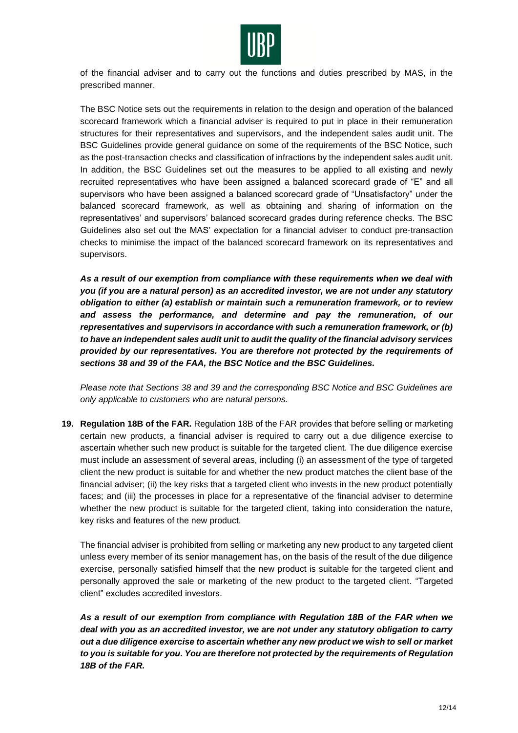of the financial adviser and to carry out the functions and duties prescribed by MAS, in the prescribed manner.

The BSC Notice sets out the requirements in relation to the design and operation of the balanced scorecard framework which a financial adviser is required to put in place in their remuneration structures for their representatives and supervisors, and the independent sales audit unit. The BSC Guidelines provide general guidance on some of the requirements of the BSC Notice, such as the post-transaction checks and classification of infractions by the independent sales audit unit. In addition, the BSC Guidelines set out the measures to be applied to all existing and newly recruited representatives who have been assigned a balanced scorecard grade of "E" and all supervisors who have been assigned a balanced scorecard grade of "Unsatisfactory" under the balanced scorecard framework, as well as obtaining and sharing of information on the representatives' and supervisors' balanced scorecard grades during reference checks. The BSC Guidelines also set out the MAS' expectation for a financial adviser to conduct pre-transaction checks to minimise the impact of the balanced scorecard framework on its representatives and supervisors.

***As a result of our exemption from compliance with these requirements when we deal with you (if you are a natural person) as an accredited investor, we are not under any statutory obligation to either (a) establish or maintain such a remuneration framework, or to review and assess the performance, and determine and pay the remuneration, of our representatives and supervisors in accordance with such a remuneration framework, or (b) to have an independent sales audit unit to audit the quality of the financial advisory services provided by our representatives. You are therefore not protected by the requirements of sections 38 and 39 of the FAA, the BSC Notice and the BSC Guidelines.***

*Please note that Sections 38 and 39 and the corresponding BSC Notice and BSC Guidelines are only applicable to customers who are natural persons.*

19. **Regulation 18B of the FAR.** Regulation 18B of the FAR provides that before selling or marketing certain new products, a financial adviser is required to carry out a due diligence exercise to ascertain whether such new product is suitable for the targeted client. The due diligence exercise must include an assessment of several areas, including (i) an assessment of the type of targeted client the new product is suitable for and whether the new product matches the client base of the financial adviser; (ii) the key risks that a targeted client who invests in the new product potentially faces; and (iii) the processes in place for a representative of the financial adviser to determine whether the new product is suitable for the targeted client, taking into consideration the nature, key risks and features of the new product.

    The financial adviser is prohibited from selling or marketing any new product to any targeted client unless every member of its senior management has, on the basis of the result of the due diligence exercise, personally satisfied himself that the new product is suitable for the targeted client and personally approved the sale or marketing of the new product to the targeted client. "Targeted client" excludes accredited investors.

    ***As a result of our exemption from compliance with Regulation 18B of the FAR when we deal with you as an accredited investor, we are not under any statutory obligation to carry out a due diligence exercise to ascertain whether any new product we wish to sell or market to you is suitable for you. You are therefore not protected by the requirements of Regulation 18B of the FAR.***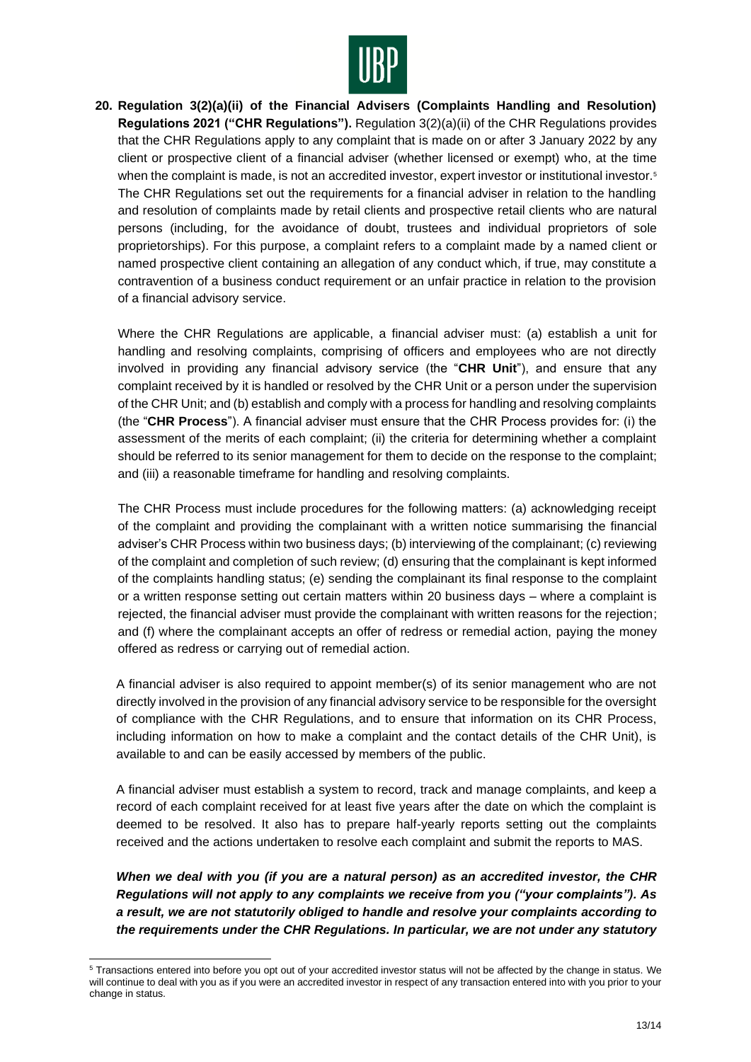**20. Regulation 3(2)(a)(ii) of the Financial Advisers (Complaints Handling and Resolution) Regulations 2021 ("CHR Regulations").** Regulation 3(2)(a)(ii) of the CHR Regulations provides that the CHR Regulations apply to any complaint that is made on or after 3 January 2022 by any client or prospective client of a financial adviser (whether licensed or exempt) who, at the time when the complaint is made, is not an accredited investor, expert investor or institutional investor.[5] The CHR Regulations set out the requirements for a financial adviser in relation to the handling and resolution of complaints made by retail clients and prospective retail clients who are natural persons (including, for the avoidance of doubt, trustees and individual proprietors of sole proprietorships). For this purpose, a complaint refers to a complaint made by a named client or named prospective client containing an allegation of any conduct which, if true, may constitute a contravention of a business conduct requirement or an unfair practice in relation to the provision of a financial advisory service.

Where the CHR Regulations are applicable, a financial adviser must: (a) establish a unit for handling and resolving complaints, comprising of officers and employees who are not directly involved in providing any financial advisory service (the "**CHR Unit**"), and ensure that any complaint received by it is handled or resolved by the CHR Unit or a person under the supervision of the CHR Unit; and (b) establish and comply with a process for handling and resolving complaints (the "**CHR Process**"). A financial adviser must ensure that the CHR Process provides for: (i) the assessment of the merits of each complaint; (ii) the criteria for determining whether a complaint should be referred to its senior management for them to decide on the response to the complaint; and (iii) a reasonable timeframe for handling and resolving complaints.

The CHR Process must include procedures for the following matters: (a) acknowledging receipt of the complaint and providing the complainant with a written notice summarising the financial adviser's CHR Process within two business days; (b) interviewing of the complainant; (c) reviewing of the complaint and completion of such review; (d) ensuring that the complainant is kept informed of the complaints handling status; (e) sending the complainant its final response to the complaint or a written response setting out certain matters within 20 business days – where a complaint is rejected, the financial adviser must provide the complainant with written reasons for the rejection; and (f) where the complainant accepts an offer of redress or remedial action, paying the money offered as redress or carrying out of remedial action.

A financial adviser is also required to appoint member(s) of its senior management who are not directly involved in the provision of any financial advisory service to be responsible for the oversight of compliance with the CHR Regulations, and to ensure that information on its CHR Process, including information on how to make a complaint and the contact details of the CHR Unit), is available to and can be easily accessed by members of the public.

A financial adviser must establish a system to record, track and manage complaints, and keep a record of each complaint received for at least five years after the date on which the complaint is deemed to be resolved. It also has to prepare half-yearly reports setting out the complaints received and the actions undertaken to resolve each complaint and submit the reports to MAS.

***When we deal with you (if you are a natural person) as an accredited investor, the CHR Regulations will not apply to any complaints we receive from you ("your complaints"). As a result, we are not statutorily obliged to handle and resolve your complaints according to the requirements under the CHR Regulations. In particular, we are not under any statutory***

[5] Transactions entered into before you opt out of your accredited investor status will not be affected by the change in status. We will continue to deal with you as if you were an accredited investor in respect of any transaction entered into with you prior to your change in status.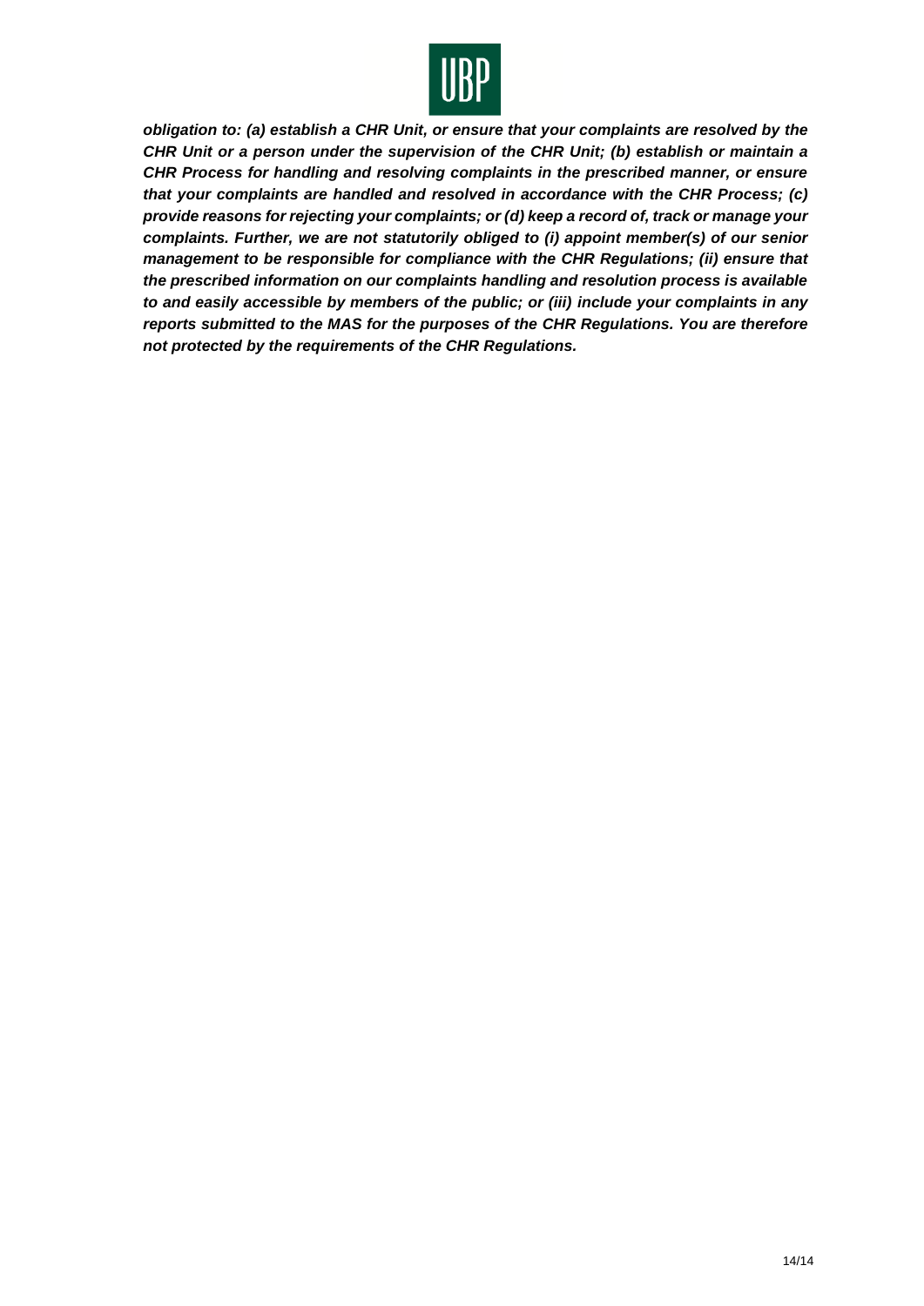***obligation to: (a) establish a CHR Unit, or ensure that your complaints are resolved by the CHR Unit or a person under the supervision of the CHR Unit; (b) establish or maintain a CHR Process for handling and resolving complaints in the prescribed manner, or ensure that your complaints are handled and resolved in accordance with the CHR Process; (c) provide reasons for rejecting your complaints; or (d) keep a record of, track or manage your complaints. Further, we are not statutorily obliged to (i) appoint member(s) of our senior management to be responsible for compliance with the CHR Regulations; (ii) ensure that the prescribed information on our complaints handling and resolution process is available to and easily accessible by members of the public; or (iii) include your complaints in any reports submitted to the MAS for the purposes of the CHR Regulations. You are therefore not protected by the requirements of the CHR Regulations.***